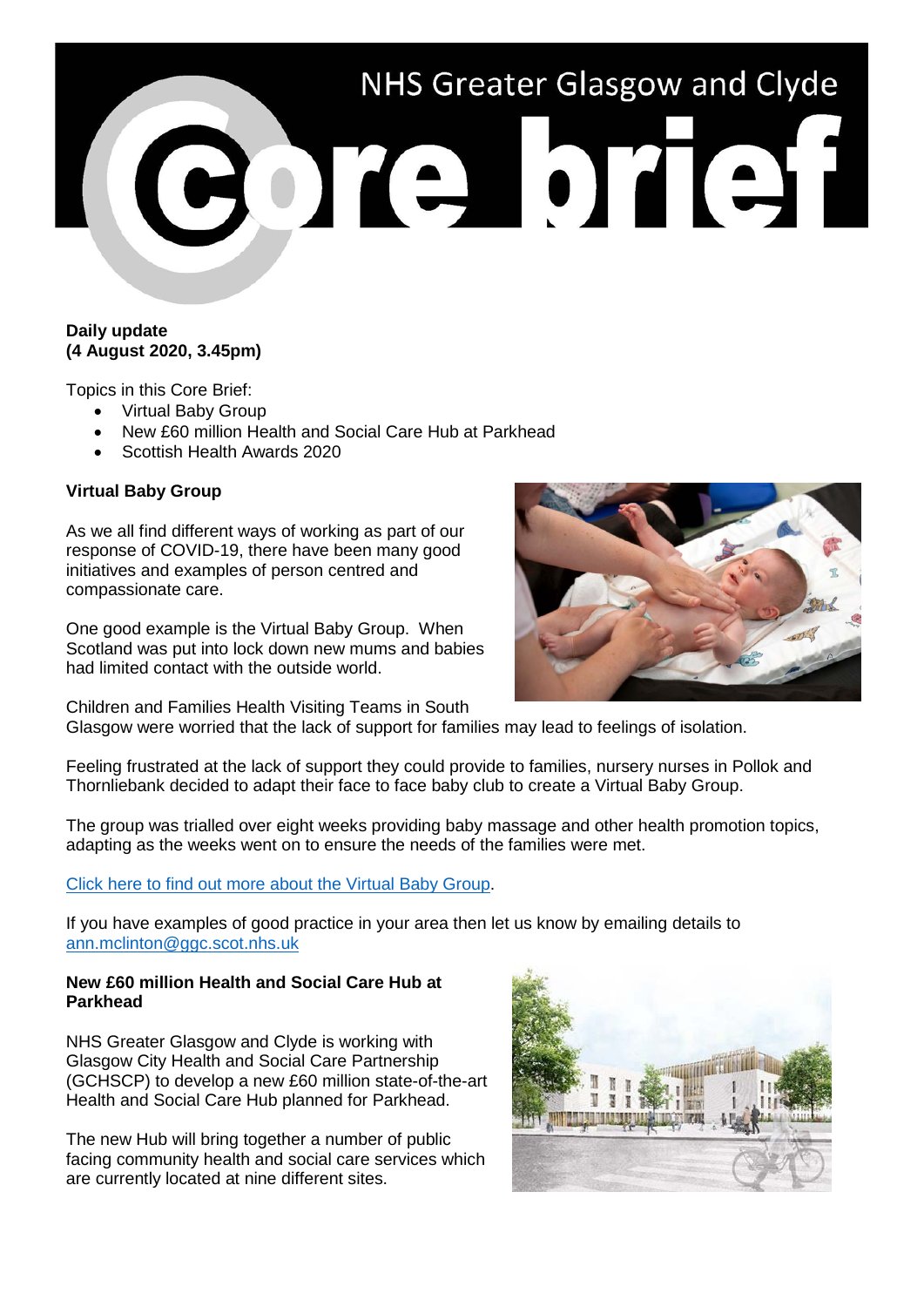# NHS Greater Glasgow and Clyde Core brief

**Daily update**
**(4 August 2020, 3.45pm)**

Topics in this Core Brief:

- Virtual Baby Group
- New £60 million Health and Social Care Hub at Parkhead
- Scottish Health Awards 2020

**Virtual Baby Group**

As we all find different ways of working as part of our response of COVID-19, there have been many good initiatives and examples of person centred and compassionate care.

One good example is the Virtual Baby Group. When Scotland was put into lock down new mums and babies had limited contact with the outside world.

Children and Families Health Visiting Teams in South Glasgow were worried that the lack of support for families may lead to feelings of isolation.

Feeling frustrated at the lack of support they could provide to families, nursery nurses in Pollok and Thornliebank decided to adapt their face to face baby club to create a Virtual Baby Group.

The group was trialled over eight weeks providing baby massage and other health promotion topics, adapting as the weeks went on to ensure the needs of the families were met.

Click here to find out more about the Virtual Baby Group.

If you have examples of good practice in your area then let us know by emailing details to ann.mclinton@ggc.scot.nhs.uk

**New £60 million Health and Social Care Hub at Parkhead**

NHS Greater Glasgow and Clyde is working with Glasgow City Health and Social Care Partnership (GCHSCP) to develop a new £60 million state-of-the-art Health and Social Care Hub planned for Parkhead.

The new Hub will bring together a number of public facing community health and social care services which are currently located at nine different sites.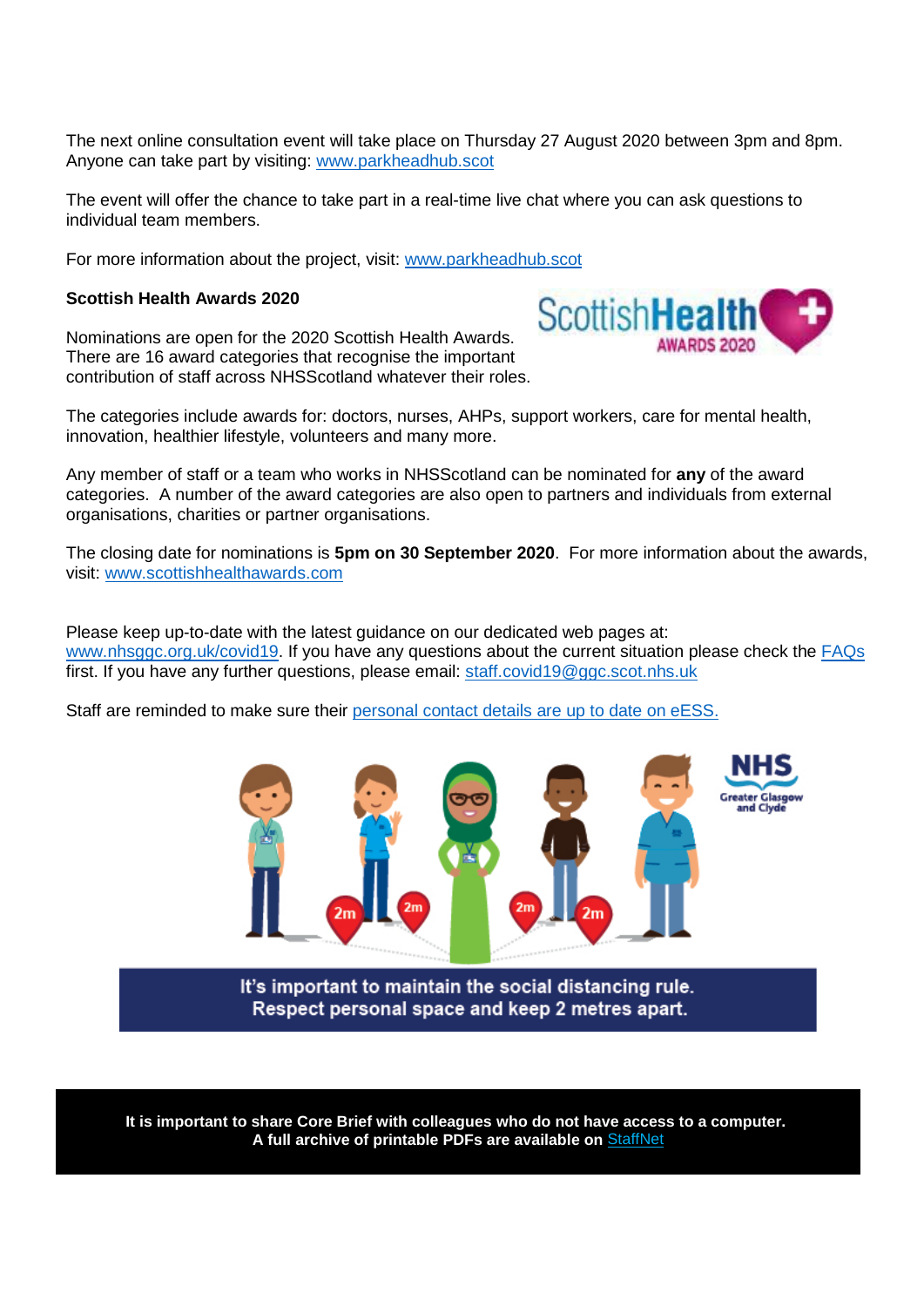The next online consultation event will take place on Thursday 27 August 2020 between 3pm and 8pm. Anyone can take part by visiting: www.parkheadhub.scot

The event will offer the chance to take part in a real-time live chat where you can ask questions to individual team members.

For more information about the project, visit: www.parkheadhub.scot

**Scottish Health Awards 2020**

Nominations are open for the 2020 Scottish Health Awards. There are 16 award categories that recognise the important contribution of staff across NHSScotland whatever their roles.

The categories include awards for: doctors, nurses, AHPs, support workers, care for mental health, innovation, healthier lifestyle, volunteers and many more.

Any member of staff or a team who works in NHSScotland can be nominated for **any** of the award categories. A number of the award categories are also open to partners and individuals from external organisations, charities or partner organisations.

The closing date for nominations is **5pm on 30 September 2020**. For more information about the awards, visit: www.scottishhealthawards.com

Please keep up-to-date with the latest guidance on our dedicated web pages at: www.nhsggc.org.uk/covid19. If you have any questions about the current situation please check the FAQs first. If you have any further questions, please email: staff.covid19@ggc.scot.nhs.uk

Staff are reminded to make sure their personal contact details are up to date on eESS.

**It's important to maintain the social distancing rule. Respect personal space and keep 2 metres apart.**

**It is important to share Core Brief with colleagues who do not have access to a computer.**
**A full archive of printable PDFs are available on** StaffNet